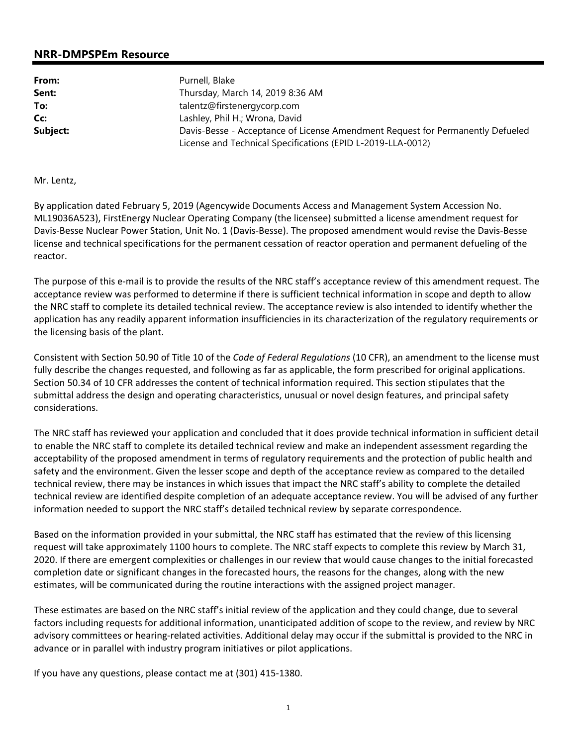## NRR-DMPSPEm Resource

| | |
|---|---|
| **From:** | Purnell, Blake |
| **Sent:** | Thursday, March 14, 2019 8:36 AM |
| **To:** | talentz@firstenergycorp.com |
| **Cc:** | Lashley, Phil H.; Wrona, David |
| **Subject:** | Davis-Besse - Acceptance of License Amendment Request for Permanently Defueled License and Technical Specifications (EPID L-2019-LLA-0012) |

Mr. Lentz,

By application dated February 5, 2019 (Agencywide Documents Access and Management System Accession No. ML19036A523), FirstEnergy Nuclear Operating Company (the licensee) submitted a license amendment request for Davis-Besse Nuclear Power Station, Unit No. 1 (Davis-Besse). The proposed amendment would revise the Davis-Besse license and technical specifications for the permanent cessation of reactor operation and permanent defueling of the reactor.

The purpose of this e-mail is to provide the results of the NRC staff's acceptance review of this amendment request. The acceptance review was performed to determine if there is sufficient technical information in scope and depth to allow the NRC staff to complete its detailed technical review. The acceptance review is also intended to identify whether the application has any readily apparent information insufficiencies in its characterization of the regulatory requirements or the licensing basis of the plant.

Consistent with Section 50.90 of Title 10 of the *Code of Federal Regulations* (10 CFR), an amendment to the license must fully describe the changes requested, and following as far as applicable, the form prescribed for original applications. Section 50.34 of 10 CFR addresses the content of technical information required. This section stipulates that the submittal address the design and operating characteristics, unusual or novel design features, and principal safety considerations.

The NRC staff has reviewed your application and concluded that it does provide technical information in sufficient detail to enable the NRC staff to complete its detailed technical review and make an independent assessment regarding the acceptability of the proposed amendment in terms of regulatory requirements and the protection of public health and safety and the environment. Given the lesser scope and depth of the acceptance review as compared to the detailed technical review, there may be instances in which issues that impact the NRC staff's ability to complete the detailed technical review are identified despite completion of an adequate acceptance review. You will be advised of any further information needed to support the NRC staff's detailed technical review by separate correspondence.

Based on the information provided in your submittal, the NRC staff has estimated that the review of this licensing request will take approximately 1100 hours to complete. The NRC staff expects to complete this review by March 31, 2020. If there are emergent complexities or challenges in our review that would cause changes to the initial forecasted completion date or significant changes in the forecasted hours, the reasons for the changes, along with the new estimates, will be communicated during the routine interactions with the assigned project manager.

These estimates are based on the NRC staff's initial review of the application and they could change, due to several factors including requests for additional information, unanticipated addition of scope to the review, and review by NRC advisory committees or hearing-related activities. Additional delay may occur if the submittal is provided to the NRC in advance or in parallel with industry program initiatives or pilot applications.

If you have any questions, please contact me at (301) 415-1380.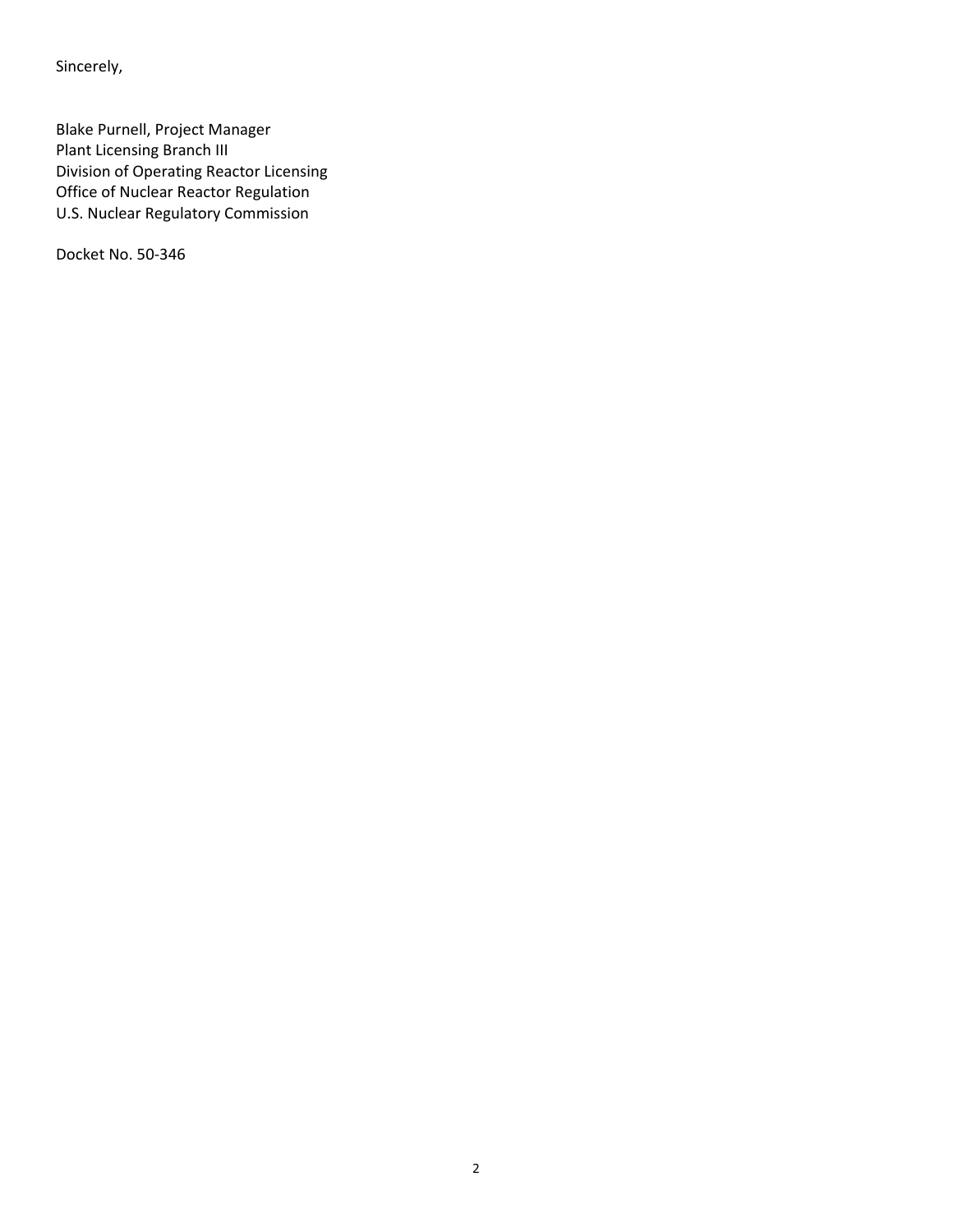Sincerely,

Blake Purnell, Project Manager
Plant Licensing Branch III
Division of Operating Reactor Licensing
Office of Nuclear Reactor Regulation
U.S. Nuclear Regulatory Commission

Docket No. 50-346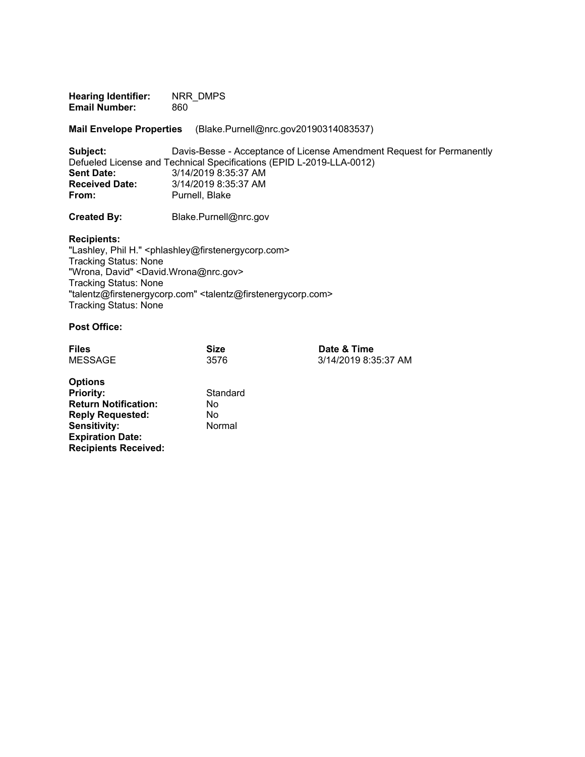**Hearing Identifier:** NRR_DMPS
**Email Number:** 860

**Mail Envelope Properties** (Blake.Purnell@nrc.gov20190314083537)

**Subject:** Davis-Besse - Acceptance of License Amendment Request for Permanently Defueled License and Technical Specifications (EPID L-2019-LLA-0012)
**Sent Date:** 3/14/2019 8:35:37 AM
**Received Date:** 3/14/2019 8:35:37 AM
**From:** Purnell, Blake

**Created By:** Blake.Purnell@nrc.gov

**Recipients:**
"Lashley, Phil H." <phlashley@firstenergycorp.com>
Tracking Status: None
"Wrona, David" <David.Wrona@nrc.gov>
Tracking Status: None
"talentz@firstenergycorp.com" <talentz@firstenergycorp.com>
Tracking Status: None

**Post Office:**

| **Files** | **Size** | **Date & Time** |
| --- | --- | --- |
| MESSAGE | 3576 | 3/14/2019 8:35:37 AM |

**Options**
**Priority:** Standard
**Return Notification:** No
**Reply Requested:** No
**Sensitivity:** Normal
**Expiration Date:**
**Recipients Received:**